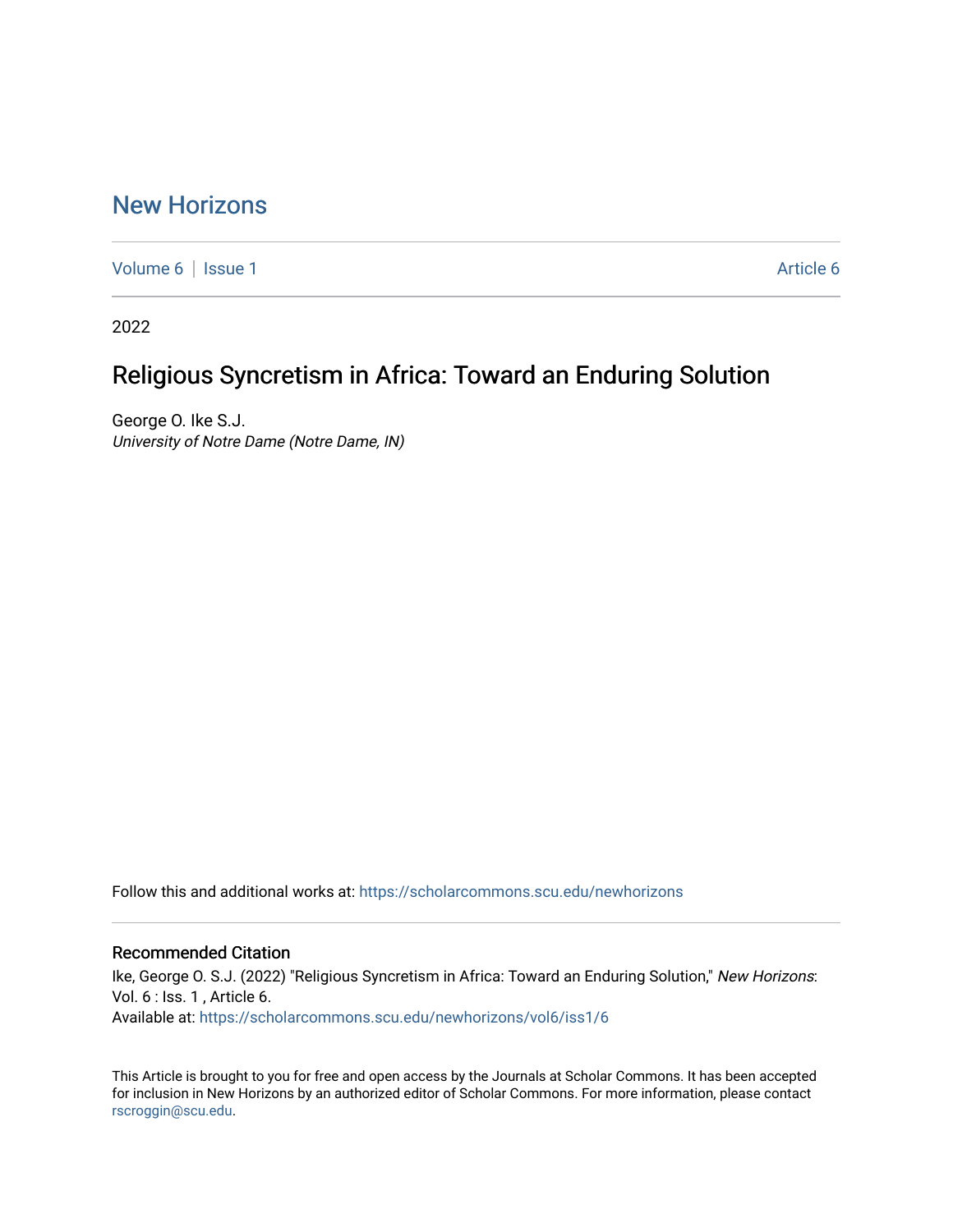# New Horizons

Volume 6 | Issue 1 Article 6

2022

## Religious Syncretism in Africa: Toward an Enduring Solution

George O. Ike S.J.
*University of Notre Dame (Notre Dame, IN)*

Follow this and additional works at: https://scholarcommons.scu.edu/newhorizons

### Recommended Citation

Ike, George O. S.J. (2022) "Religious Syncretism in Africa: Toward an Enduring Solution," *New Horizons*: Vol. 6 : Iss. 1 , Article 6.
Available at: https://scholarcommons.scu.edu/newhorizons/vol6/iss1/6

This Article is brought to you for free and open access by the Journals at Scholar Commons. It has been accepted for inclusion in New Horizons by an authorized editor of Scholar Commons. For more information, please contact rscroggin@scu.edu.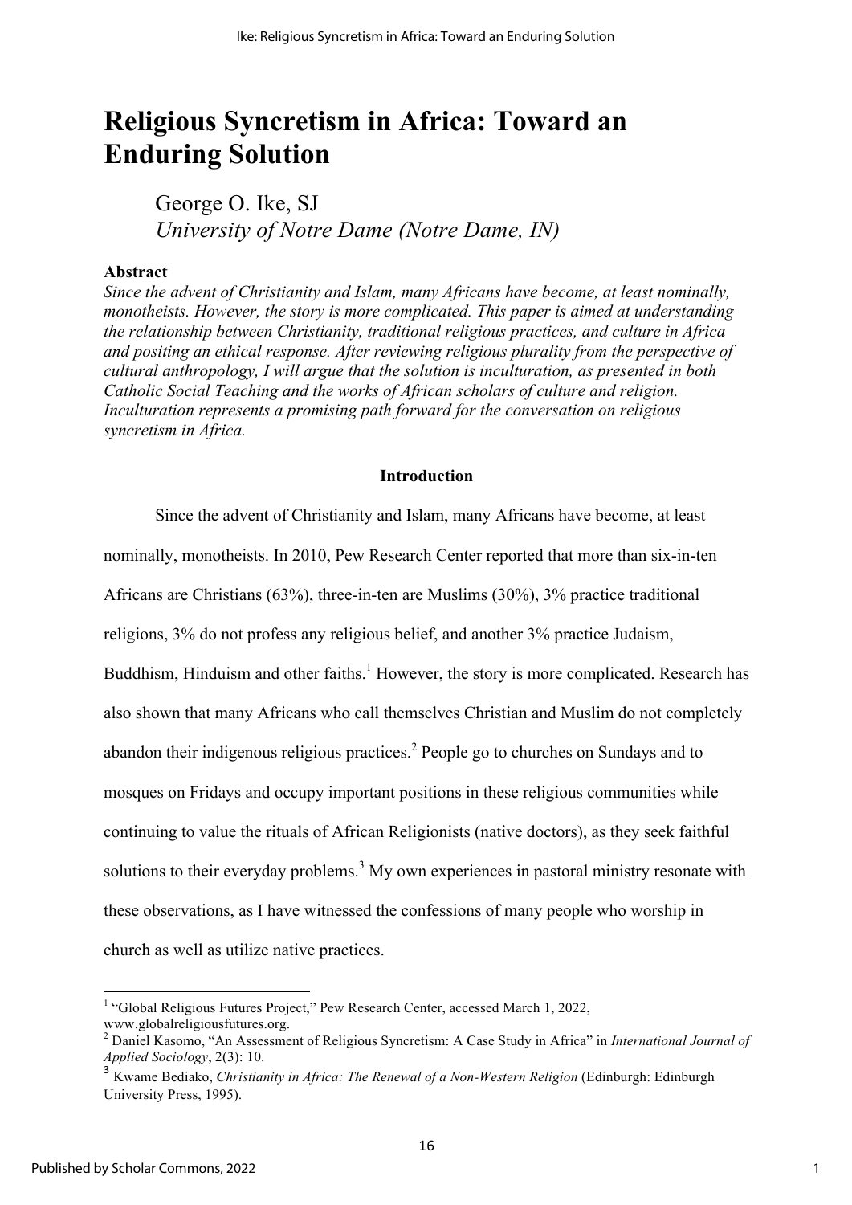# Religious Syncretism in Africa: Toward an Enduring Solution

George O. Ike, SJ
*University of Notre Dame (Notre Dame, IN)*

**Abstract**

*Since the advent of Christianity and Islam, many Africans have become, at least nominally, monotheists. However, the story is more complicated. This paper is aimed at understanding the relationship between Christianity, traditional religious practices, and culture in Africa and positing an ethical response. After reviewing religious plurality from the perspective of cultural anthropology, I will argue that the solution is inculturation, as presented in both Catholic Social Teaching and the works of African scholars of culture and religion. Inculturation represents a promising path forward for the conversation on religious syncretism in Africa.*

## Introduction

Since the advent of Christianity and Islam, many Africans have become, at least nominally, monotheists. In 2010, Pew Research Center reported that more than six-in-ten Africans are Christians (63%), three-in-ten are Muslims (30%), 3% practice traditional religions, 3% do not profess any religious belief, and another 3% practice Judaism, Buddhism, Hinduism and other faiths.[1] However, the story is more complicated. Research has also shown that many Africans who call themselves Christian and Muslim do not completely abandon their indigenous religious practices.[2] People go to churches on Sundays and to mosques on Fridays and occupy important positions in these religious communities while continuing to value the rituals of African Religionists (native doctors), as they seek faithful solutions to their everyday problems.[3] My own experiences in pastoral ministry resonate with these observations, as I have witnessed the confessions of many people who worship in church as well as utilize native practices.

---

[1] "Global Religious Futures Project," Pew Research Center, accessed March 1, 2022, www.globalreligiousfutures.org.

[2] Daniel Kasomo, "An Assessment of Religious Syncretism: A Case Study in Africa" in *International Journal of Applied Sociology*, 2(3): 10.

[3] Kwame Bediako, *Christianity in Africa: The Renewal of a Non-Western Religion* (Edinburgh: Edinburgh University Press, 1995).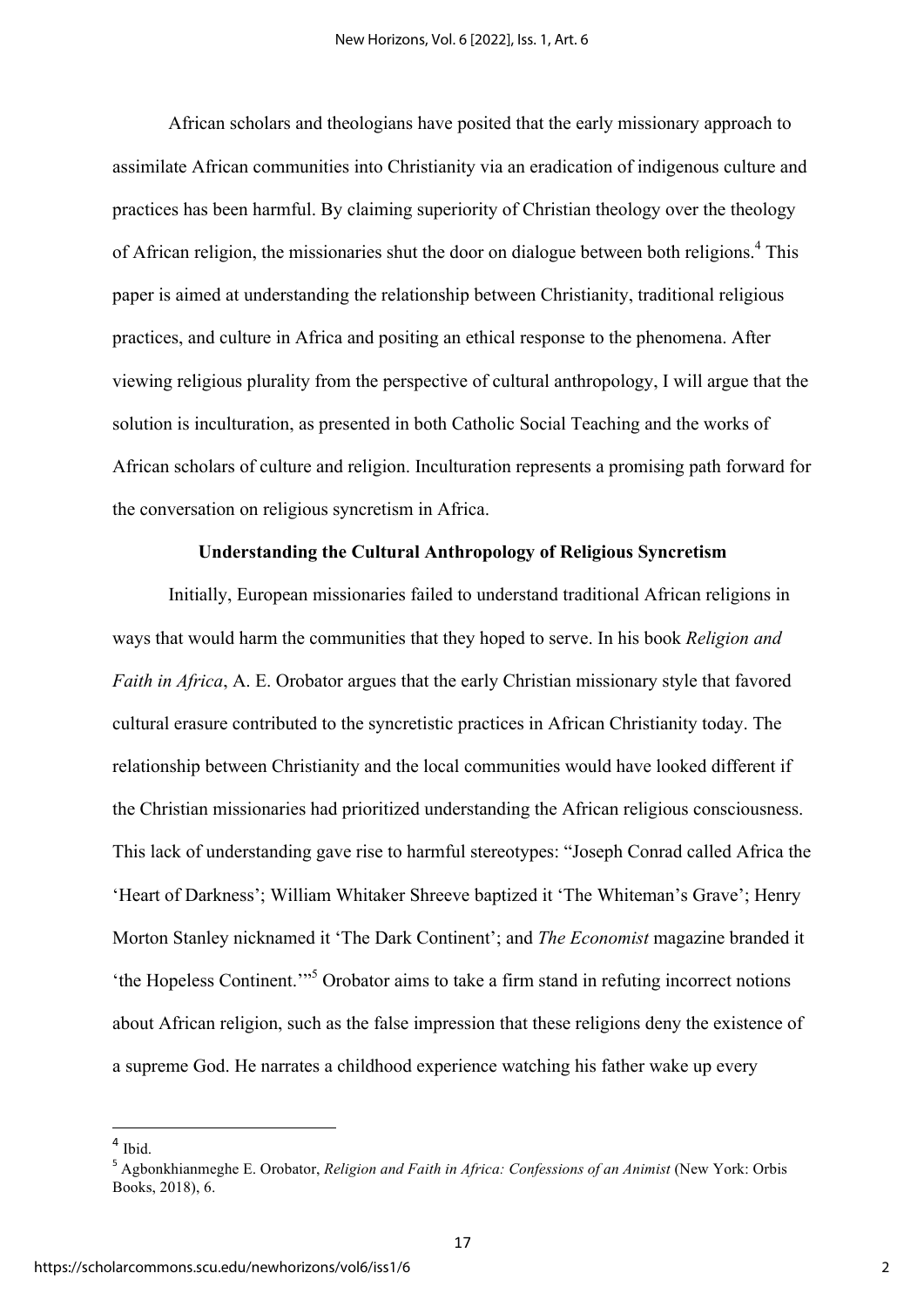African scholars and theologians have posited that the early missionary approach to assimilate African communities into Christianity via an eradication of indigenous culture and practices has been harmful. By claiming superiority of Christian theology over the theology of African religion, the missionaries shut the door on dialogue between both religions.[4] This paper is aimed at understanding the relationship between Christianity, traditional religious practices, and culture in Africa and positing an ethical response to the phenomena. After viewing religious plurality from the perspective of cultural anthropology, I will argue that the solution is inculturation, as presented in both Catholic Social Teaching and the works of African scholars of culture and religion. Inculturation represents a promising path forward for the conversation on religious syncretism in Africa.

## Understanding the Cultural Anthropology of Religious Syncretism

Initially, European missionaries failed to understand traditional African religions in ways that would harm the communities that they hoped to serve. In his book *Religion and Faith in Africa*, A. E. Orobator argues that the early Christian missionary style that favored cultural erasure contributed to the syncretistic practices in African Christianity today. The relationship between Christianity and the local communities would have looked different if the Christian missionaries had prioritized understanding the African religious consciousness. This lack of understanding gave rise to harmful stereotypes: "Joseph Conrad called Africa the 'Heart of Darkness'; William Whitaker Shreeve baptized it 'The Whiteman's Grave'; Henry Morton Stanley nicknamed it 'The Dark Continent'; and *The Economist* magazine branded it 'the Hopeless Continent.'"[5] Orobator aims to take a firm stand in refuting incorrect notions about African religion, such as the false impression that these religions deny the existence of a supreme God. He narrates a childhood experience watching his father wake up every

---

[4] Ibid.

[5] Agbonkhianmeghe E. Orobator, *Religion and Faith in Africa: Confessions of an Animist* (New York: Orbis Books, 2018), 6.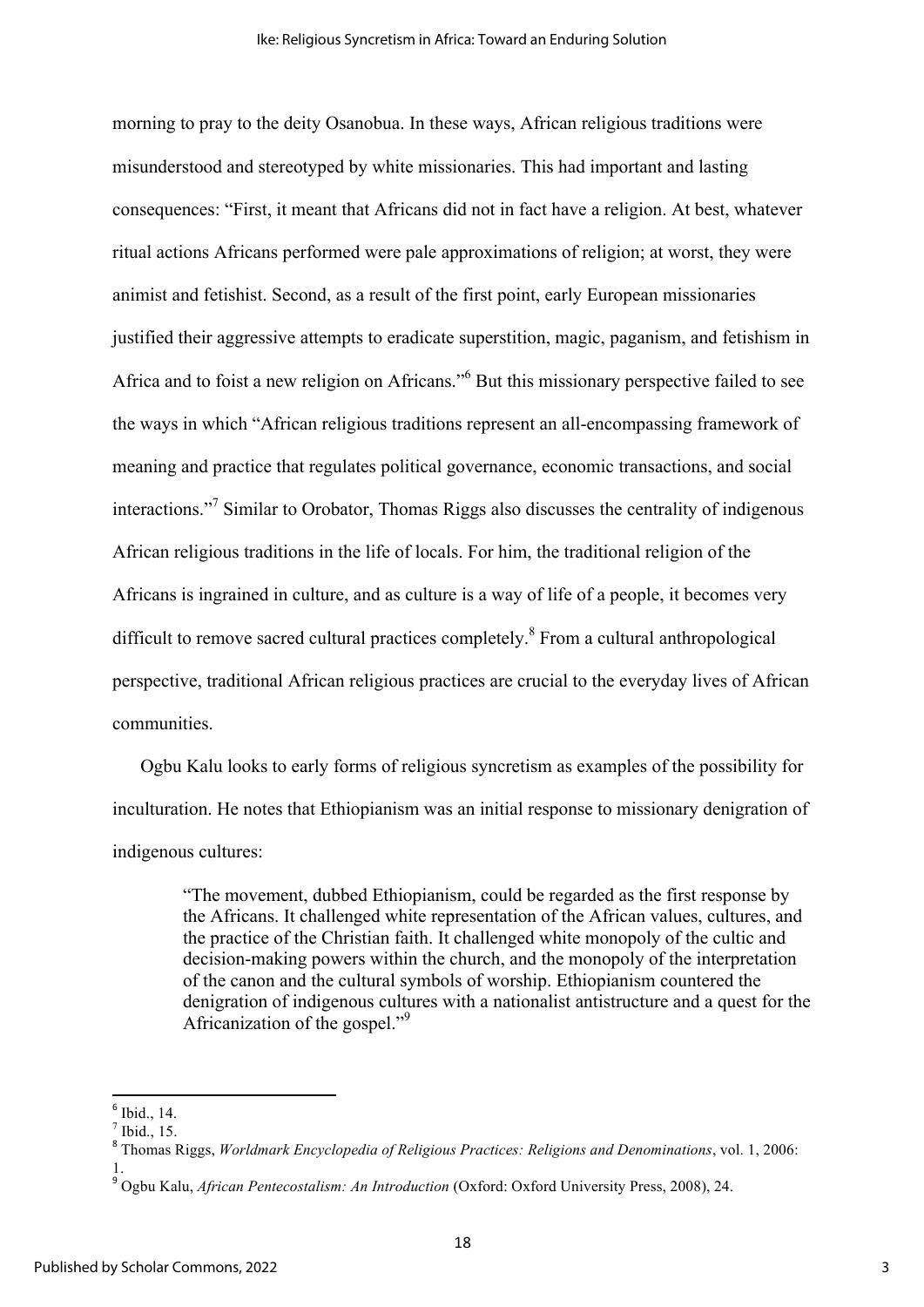morning to pray to the deity Osanobua. In these ways, African religious traditions were misunderstood and stereotyped by white missionaries. This had important and lasting consequences: "First, it meant that Africans did not in fact have a religion. At best, whatever ritual actions Africans performed were pale approximations of religion; at worst, they were animist and fetishist. Second, as a result of the first point, early European missionaries justified their aggressive attempts to eradicate superstition, magic, paganism, and fetishism in Africa and to foist a new religion on Africans."[6] But this missionary perspective failed to see the ways in which "African religious traditions represent an all-encompassing framework of meaning and practice that regulates political governance, economic transactions, and social interactions."[7] Similar to Orobator, Thomas Riggs also discusses the centrality of indigenous African religious traditions in the life of locals. For him, the traditional religion of the Africans is ingrained in culture, and as culture is a way of life of a people, it becomes very difficult to remove sacred cultural practices completely.[8] From a cultural anthropological perspective, traditional African religious practices are crucial to the everyday lives of African communities.

Ogbu Kalu looks to early forms of religious syncretism as examples of the possibility for inculturation. He notes that Ethiopianism was an initial response to missionary denigration of indigenous cultures:

> "The movement, dubbed Ethiopianism, could be regarded as the first response by the Africans. It challenged white representation of the African values, cultures, and the practice of the Christian faith. It challenged white monopoly of the cultic and decision-making powers within the church, and the monopoly of the interpretation of the canon and the cultural symbols of worship. Ethiopianism countered the denigration of indigenous cultures with a nationalist antistructure and a quest for the Africanization of the gospel."[9]

---

[6] Ibid., 14.

[7] Ibid., 15.

[8] Thomas Riggs, *Worldmark Encyclopedia of Religious Practices: Religions and Denominations*, vol. 1, 2006: 1.

[9] Ogbu Kalu, *African Pentecostalism: An Introduction* (Oxford: Oxford University Press, 2008), 24.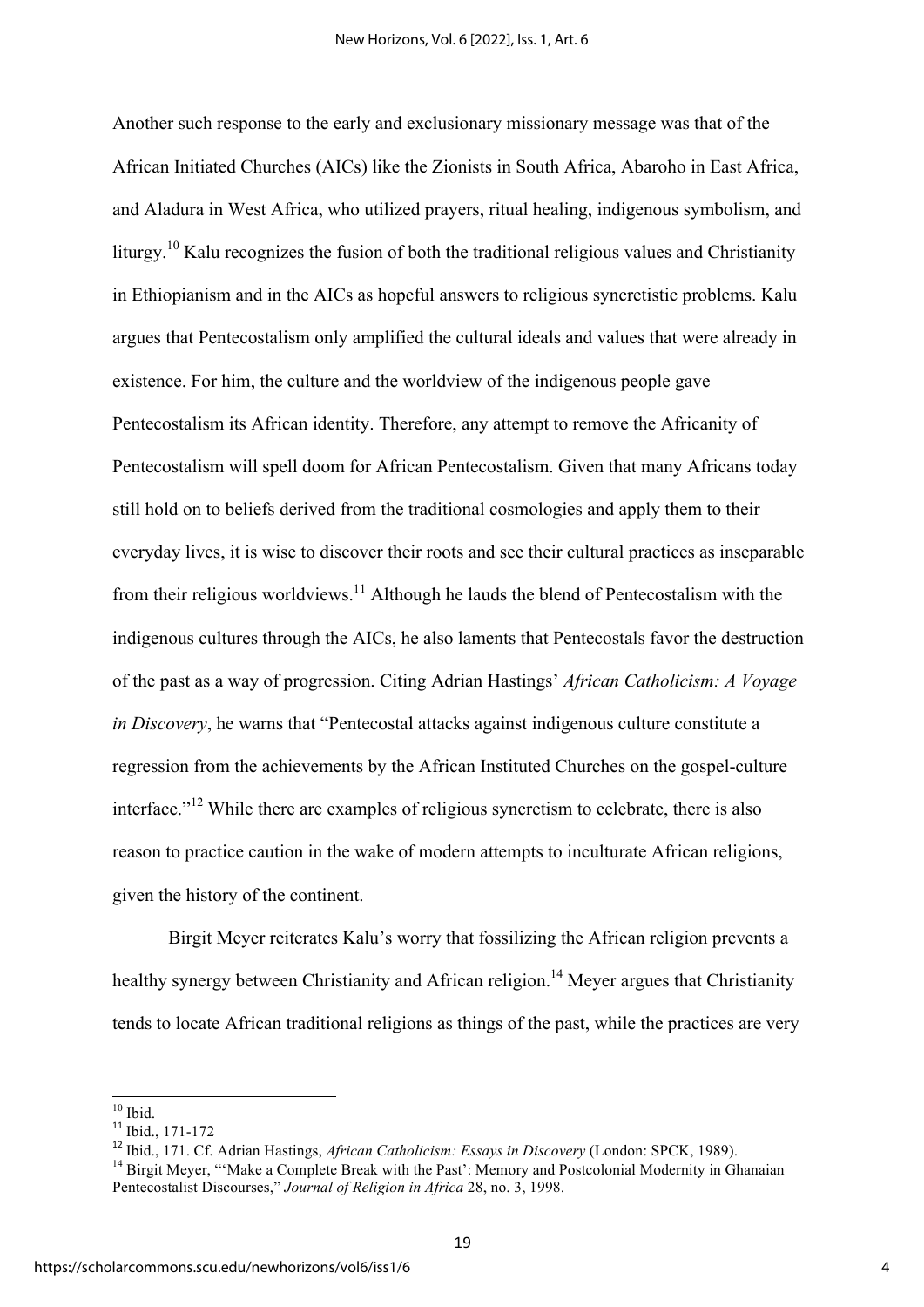Another such response to the early and exclusionary missionary message was that of the African Initiated Churches (AICs) like the Zionists in South Africa, Abaroho in East Africa, and Aladura in West Africa, who utilized prayers, ritual healing, indigenous symbolism, and liturgy.[10] Kalu recognizes the fusion of both the traditional religious values and Christianity in Ethiopianism and in the AICs as hopeful answers to religious syncretistic problems. Kalu argues that Pentecostalism only amplified the cultural ideals and values that were already in existence. For him, the culture and the worldview of the indigenous people gave Pentecostalism its African identity. Therefore, any attempt to remove the Africanity of Pentecostalism will spell doom for African Pentecostalism. Given that many Africans today still hold on to beliefs derived from the traditional cosmologies and apply them to their everyday lives, it is wise to discover their roots and see their cultural practices as inseparable from their religious worldviews.[11] Although he lauds the blend of Pentecostalism with the indigenous cultures through the AICs, he also laments that Pentecostals favor the destruction of the past as a way of progression. Citing Adrian Hastings' *African Catholicism: A Voyage in Discovery*, he warns that "Pentecostal attacks against indigenous culture constitute a regression from the achievements by the African Instituted Churches on the gospel-culture interface."[12] While there are examples of religious syncretism to celebrate, there is also reason to practice caution in the wake of modern attempts to inculturate African religions, given the history of the continent.

Birgit Meyer reiterates Kalu's worry that fossilizing the African religion prevents a healthy synergy between Christianity and African religion.[14] Meyer argues that Christianity tends to locate African traditional religions as things of the past, while the practices are very

---

[10] Ibid.

[11] Ibid., 171-172

[12] Ibid., 171. Cf. Adrian Hastings, *African Catholicism: Essays in Discovery* (London: SPCK, 1989).

[14] Birgit Meyer, "'Make a Complete Break with the Past': Memory and Postcolonial Modernity in Ghanaian Pentecostalist Discourses," *Journal of Religion in Africa* 28, no. 3, 1998.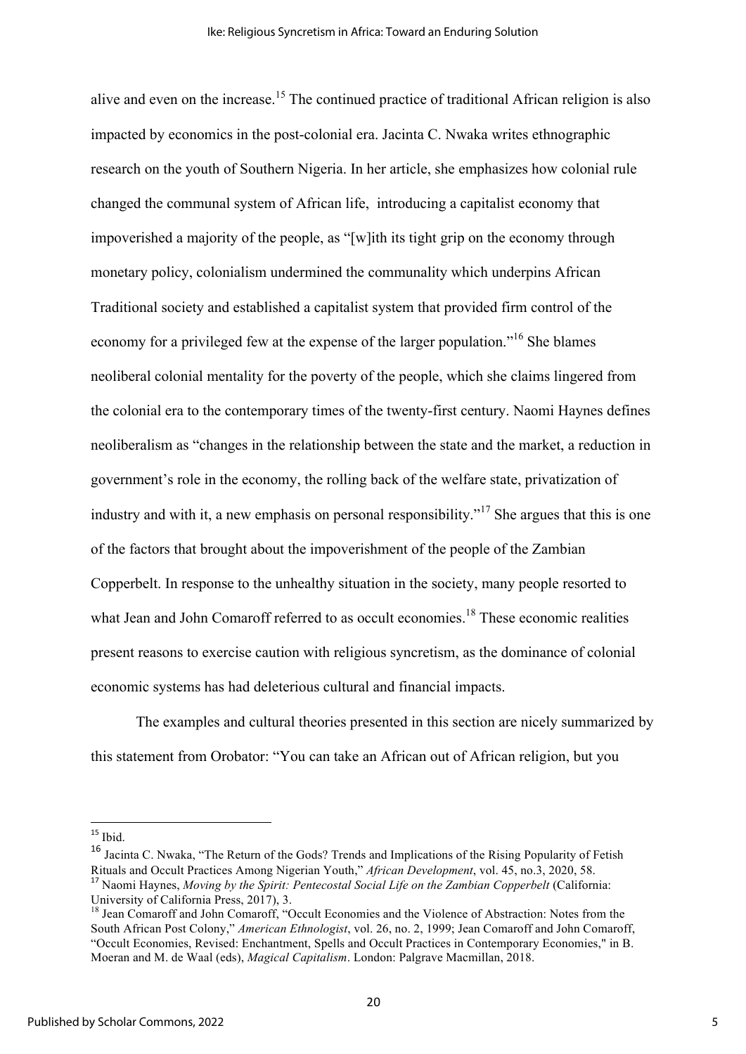alive and even on the increase.[15] The continued practice of traditional African religion is also impacted by economics in the post-colonial era. Jacinta C. Nwaka writes ethnographic research on the youth of Southern Nigeria. In her article, she emphasizes how colonial rule changed the communal system of African life, introducing a capitalist economy that impoverished a majority of the people, as "[w]ith its tight grip on the economy through monetary policy, colonialism undermined the communality which underpins African Traditional society and established a capitalist system that provided firm control of the economy for a privileged few at the expense of the larger population."[16] She blames neoliberal colonial mentality for the poverty of the people, which she claims lingered from the colonial era to the contemporary times of the twenty-first century. Naomi Haynes defines neoliberalism as "changes in the relationship between the state and the market, a reduction in government's role in the economy, the rolling back of the welfare state, privatization of industry and with it, a new emphasis on personal responsibility."[17] She argues that this is one of the factors that brought about the impoverishment of the people of the Zambian Copperbelt. In response to the unhealthy situation in the society, many people resorted to what Jean and John Comaroff referred to as occult economies.[18] These economic realities present reasons to exercise caution with religious syncretism, as the dominance of colonial economic systems has had deleterious cultural and financial impacts.

The examples and cultural theories presented in this section are nicely summarized by this statement from Orobator: "You can take an African out of African religion, but you

---

[15] Ibid.

[16] Jacinta C. Nwaka, "The Return of the Gods? Trends and Implications of the Rising Popularity of Fetish Rituals and Occult Practices Among Nigerian Youth," *African Development*, vol. 45, no.3, 2020, 58.

[17] Naomi Haynes, *Moving by the Spirit: Pentecostal Social Life on the Zambian Copperbelt* (California: University of California Press, 2017), 3.

[18] Jean Comaroff and John Comaroff, "Occult Economies and the Violence of Abstraction: Notes from the South African Post Colony," *American Ethnologist*, vol. 26, no. 2, 1999; Jean Comaroff and John Comaroff, "Occult Economies, Revised: Enchantment, Spells and Occult Practices in Contemporary Economies," in B. Moeran and M. de Waal (eds), *Magical Capitalism*. London: Palgrave Macmillan, 2018.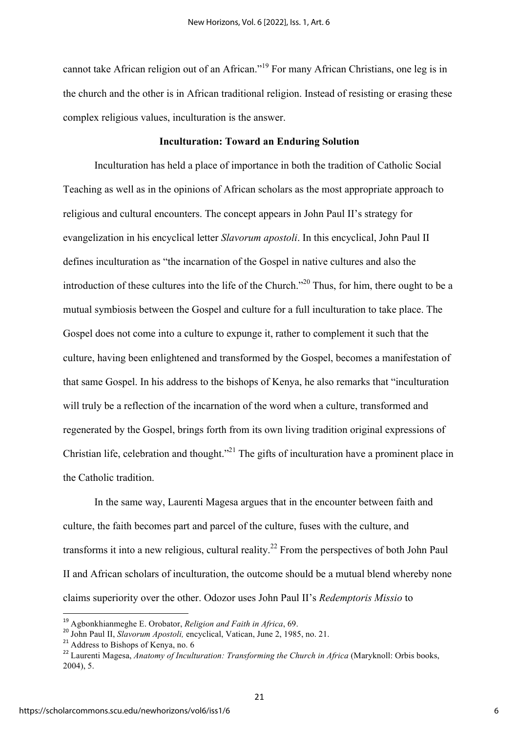cannot take African religion out of an African."[19] For many African Christians, one leg is in the church and the other is in African traditional religion. Instead of resisting or erasing these complex religious values, inculturation is the answer.

## Inculturation: Toward an Enduring Solution

Inculturation has held a place of importance in both the tradition of Catholic Social Teaching as well as in the opinions of African scholars as the most appropriate approach to religious and cultural encounters. The concept appears in John Paul II's strategy for evangelization in his encyclical letter *Slavorum apostoli*. In this encyclical, John Paul II defines inculturation as "the incarnation of the Gospel in native cultures and also the introduction of these cultures into the life of the Church."[20] Thus, for him, there ought to be a mutual symbiosis between the Gospel and culture for a full inculturation to take place. The Gospel does not come into a culture to expunge it, rather to complement it such that the culture, having been enlightened and transformed by the Gospel, becomes a manifestation of that same Gospel. In his address to the bishops of Kenya, he also remarks that "inculturation will truly be a reflection of the incarnation of the word when a culture, transformed and regenerated by the Gospel, brings forth from its own living tradition original expressions of Christian life, celebration and thought."[21] The gifts of inculturation have a prominent place in the Catholic tradition.

In the same way, Laurenti Magesa argues that in the encounter between faith and culture, the faith becomes part and parcel of the culture, fuses with the culture, and transforms it into a new religious, cultural reality.[22] From the perspectives of both John Paul II and African scholars of inculturation, the outcome should be a mutual blend whereby none claims superiority over the other. Odozor uses John Paul II's *Redemptoris Missio* to

---

[19] Agbonkhianmeghe E. Orobator, *Religion and Faith in Africa*, 69.

[20] John Paul II, *Slavorum Apostoli,* encyclical, Vatican, June 2, 1985, no. 21.

[21] Address to Bishops of Kenya, no. 6

[22] Laurenti Magesa, *Anatomy of Inculturation: Transforming the Church in Africa* (Maryknoll: Orbis books, 2004), 5.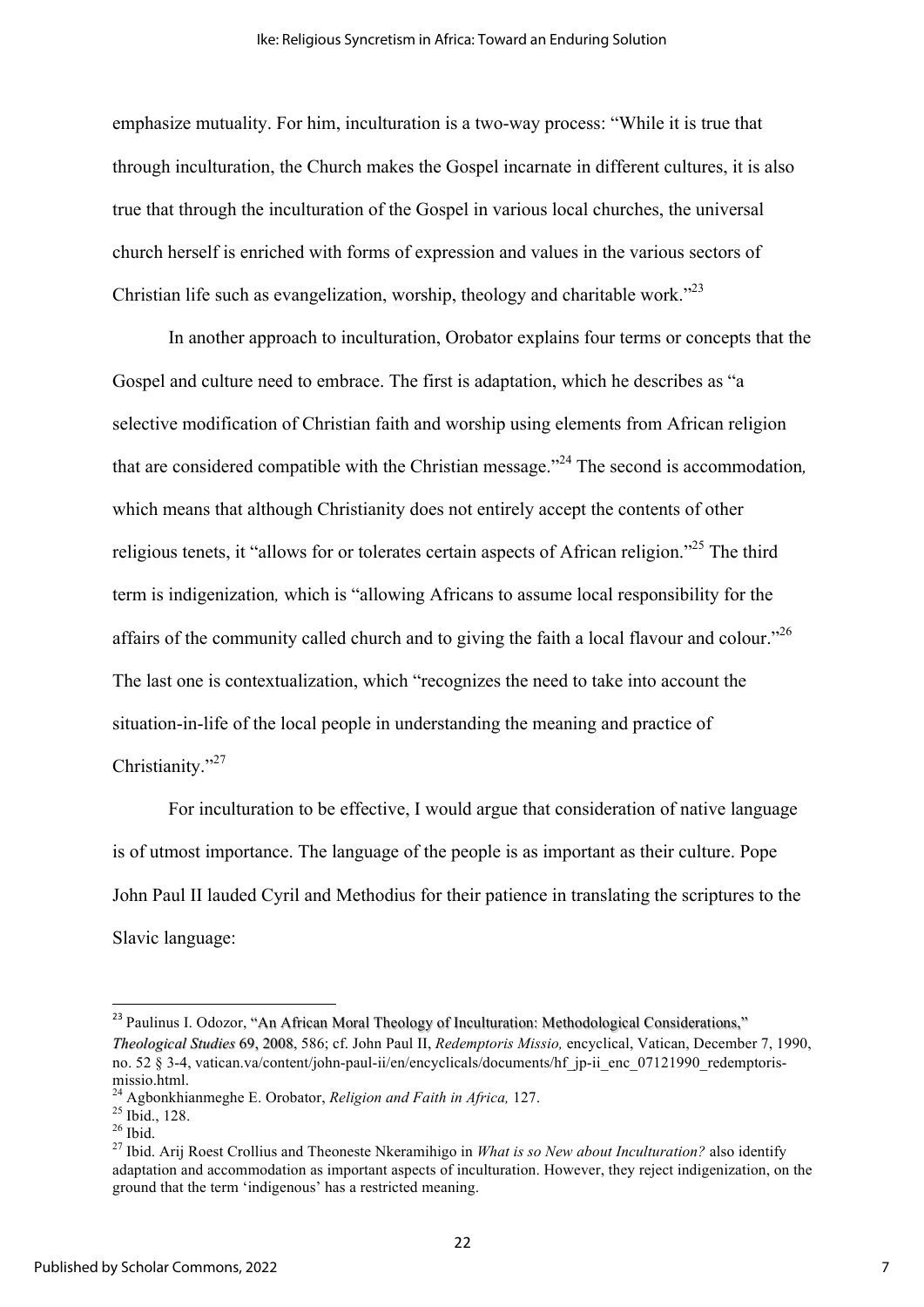emphasize mutuality. For him, inculturation is a two-way process: "While it is true that through inculturation, the Church makes the Gospel incarnate in different cultures, it is also true that through the inculturation of the Gospel in various local churches, the universal church herself is enriched with forms of expression and values in the various sectors of Christian life such as evangelization, worship, theology and charitable work."[23]

In another approach to inculturation, Orobator explains four terms or concepts that the Gospel and culture need to embrace. The first is adaptation, which he describes as "a selective modification of Christian faith and worship using elements from African religion that are considered compatible with the Christian message."[24] The second is accommodation*,* which means that although Christianity does not entirely accept the contents of other religious tenets, it "allows for or tolerates certain aspects of African religion."[25] The third term is indigenization*,* which is "allowing Africans to assume local responsibility for the affairs of the community called church and to giving the faith a local flavour and colour."[26] The last one is contextualization, which "recognizes the need to take into account the situation-in-life of the local people in understanding the meaning and practice of Christianity."[27]

For inculturation to be effective, I would argue that consideration of native language is of utmost importance. The language of the people is as important as their culture. Pope John Paul II lauded Cyril and Methodius for their patience in translating the scriptures to the Slavic language:

---

[23] Paulinus I. Odozor, "An African Moral Theology of Inculturation: Methodological Considerations," *Theological Studies* 69, 2008, 586; cf. John Paul II, *Redemptoris Missio,* encyclical, Vatican, December 7, 1990, no. 52 § 3-4, vatican.va/content/john-paul-ii/en/encyclicals/documents/hf_jp-ii_enc_07121990_redemptoris-missio.html.

[24] Agbonkhianmeghe E. Orobator, *Religion and Faith in Africa,* 127.

[25] Ibid., 128.

[26] Ibid.

[27] Ibid. Arij Roest Crollius and Theoneste Nkeramihigo in *What is so New about Inculturation?* also identify adaptation and accommodation as important aspects of inculturation. However, they reject indigenization, on the ground that the term 'indigenous' has a restricted meaning.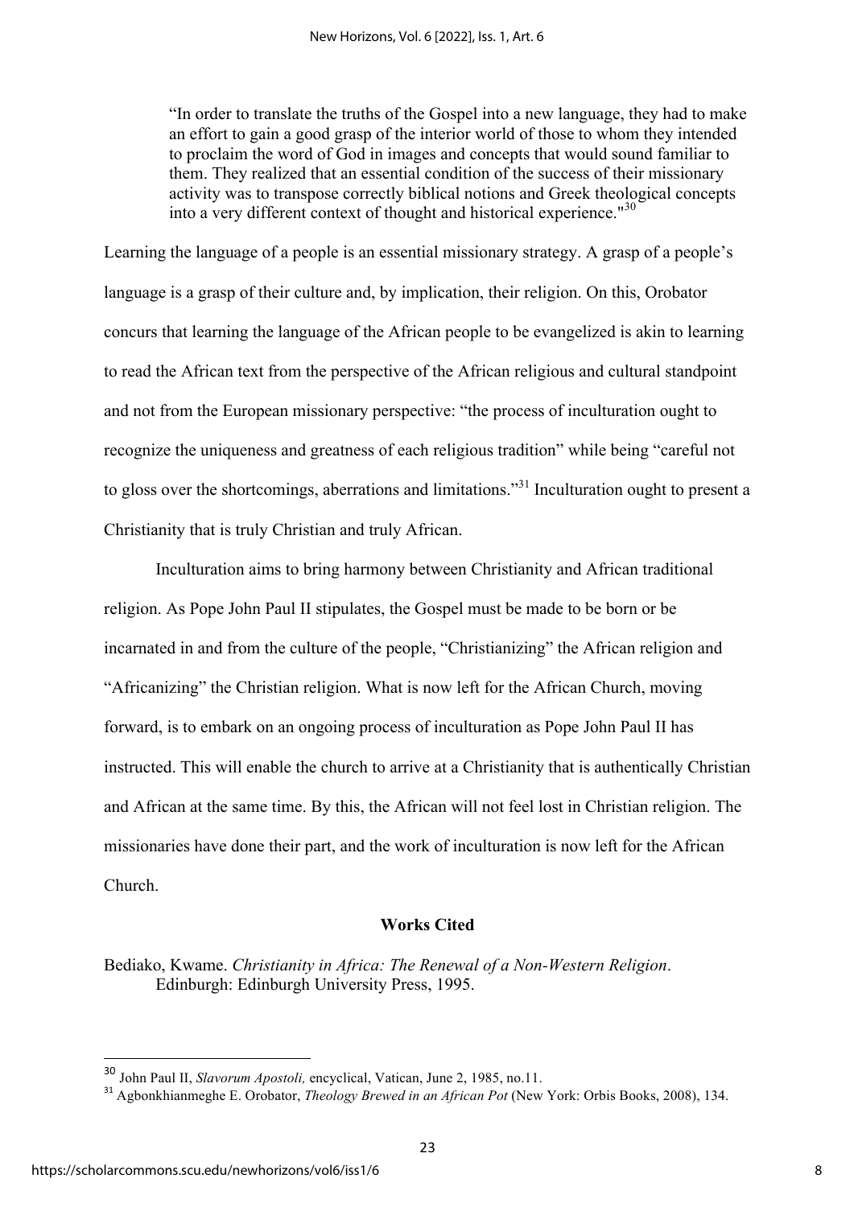> "In order to translate the truths of the Gospel into a new language, they had to make an effort to gain a good grasp of the interior world of those to whom they intended to proclaim the word of God in images and concepts that would sound familiar to them. They realized that an essential condition of the success of their missionary activity was to transpose correctly biblical notions and Greek theological concepts into a very different context of thought and historical experience."[30]

Learning the language of a people is an essential missionary strategy. A grasp of a people's language is a grasp of their culture and, by implication, their religion. On this, Orobator concurs that learning the language of the African people to be evangelized is akin to learning to read the African text from the perspective of the African religious and cultural standpoint and not from the European missionary perspective: "the process of inculturation ought to recognize the uniqueness and greatness of each religious tradition" while being "careful not to gloss over the shortcomings, aberrations and limitations."[31] Inculturation ought to present a Christianity that is truly Christian and truly African.

Inculturation aims to bring harmony between Christianity and African traditional religion. As Pope John Paul II stipulates, the Gospel must be made to be born or be incarnated in and from the culture of the people, "Christianizing" the African religion and "Africanizing" the Christian religion. What is now left for the African Church, moving forward, is to embark on an ongoing process of inculturation as Pope John Paul II has instructed. This will enable the church to arrive at a Christianity that is authentically Christian and African at the same time. By this, the African will not feel lost in Christian religion. The missionaries have done their part, and the work of inculturation is now left for the African Church.

## Works Cited

Bediako, Kwame. *Christianity in Africa: The Renewal of a Non-Western Religion*. Edinburgh: Edinburgh University Press, 1995.

---

[30] John Paul II, *Slavorum Apostoli,* encyclical, Vatican, June 2, 1985, no.11.

[31] Agbonkhianmeghe E. Orobator, *Theology Brewed in an African Pot* (New York: Orbis Books, 2008), 134.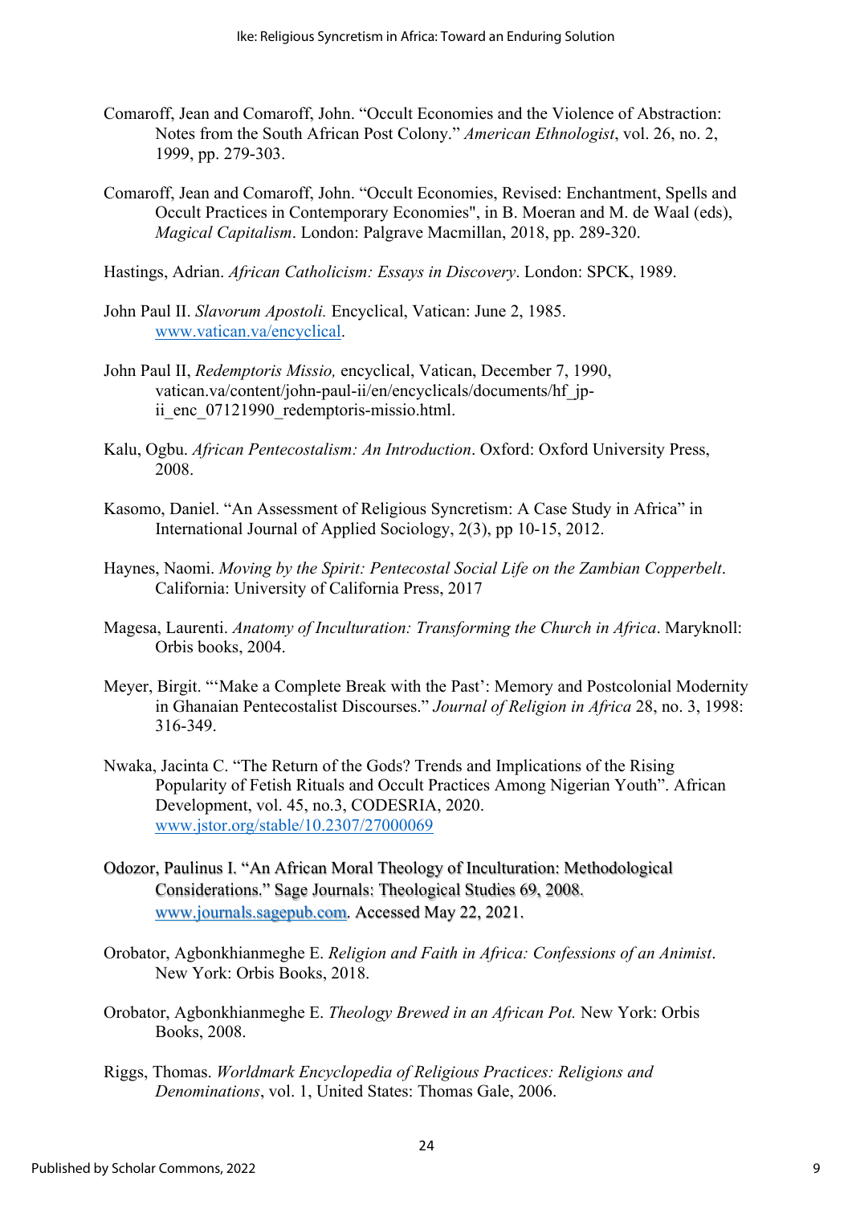Comaroff, Jean and Comaroff, John. "Occult Economies and the Violence of Abstraction: Notes from the South African Post Colony." *American Ethnologist*, vol. 26, no. 2, 1999, pp. 279-303.

Comaroff, Jean and Comaroff, John. "Occult Economies, Revised: Enchantment, Spells and Occult Practices in Contemporary Economies", in B. Moeran and M. de Waal (eds), *Magical Capitalism*. London: Palgrave Macmillan, 2018, pp. 289-320.

Hastings, Adrian. *African Catholicism: Essays in Discovery*. London: SPCK, 1989.

John Paul II. *Slavorum Apostoli.* Encyclical, Vatican: June 2, 1985. www.vatican.va/encyclical.

John Paul II, *Redemptoris Missio,* encyclical, Vatican, December 7, 1990, vatican.va/content/john-paul-ii/en/encyclicals/documents/hf_jp-ii_enc_07121990_redemptoris-missio.html.

Kalu, Ogbu. *African Pentecostalism: An Introduction*. Oxford: Oxford University Press, 2008.

Kasomo, Daniel. "An Assessment of Religious Syncretism: A Case Study in Africa" in International Journal of Applied Sociology, 2(3), pp 10-15, 2012.

Haynes, Naomi. *Moving by the Spirit: Pentecostal Social Life on the Zambian Copperbelt*. California: University of California Press, 2017

Magesa, Laurenti. *Anatomy of Inculturation: Transforming the Church in Africa*. Maryknoll: Orbis books, 2004.

Meyer, Birgit. "'Make a Complete Break with the Past': Memory and Postcolonial Modernity in Ghanaian Pentecostalist Discourses." *Journal of Religion in Africa* 28, no. 3, 1998: 316-349.

Nwaka, Jacinta C. "The Return of the Gods? Trends and Implications of the Rising Popularity of Fetish Rituals and Occult Practices Among Nigerian Youth". African Development, vol. 45, no.3, CODESRIA, 2020. www.jstor.org/stable/10.2307/27000069

Odozor, Paulinus I. "An African Moral Theology of Inculturation: Methodological Considerations." Sage Journals: Theological Studies 69, 2008. www.journals.sagepub.com. Accessed May 22, 2021.

Orobator, Agbonkhianmeghe E. *Religion and Faith in Africa: Confessions of an Animist*. New York: Orbis Books, 2018.

Orobator, Agbonkhianmeghe E. *Theology Brewed in an African Pot.* New York: Orbis Books, 2008.

Riggs, Thomas. *Worldmark Encyclopedia of Religious Practices: Religions and Denominations*, vol. 1, United States: Thomas Gale, 2006.